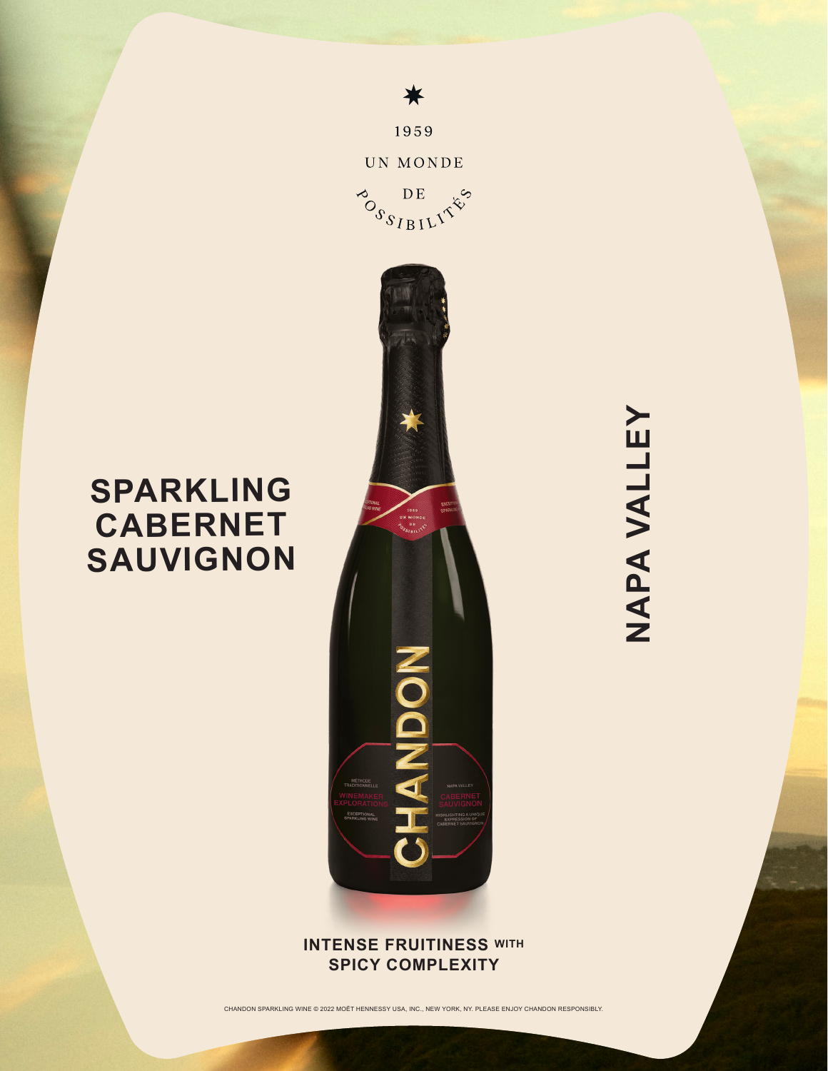1959

UN MONDE

DE

POSSIBILITÉS

# SPARKLING CABERNET SAUVIGNON

# NAPA VALLEY

**INTENSE FRUITINESS WITH SPICY COMPLEXITY**

CHANDON SPARKLING WINE © 2022 MOËT HENNESSY USA, INC., NEW YORK, NY. PLEASE ENJOY CHANDON RESPONSIBLY.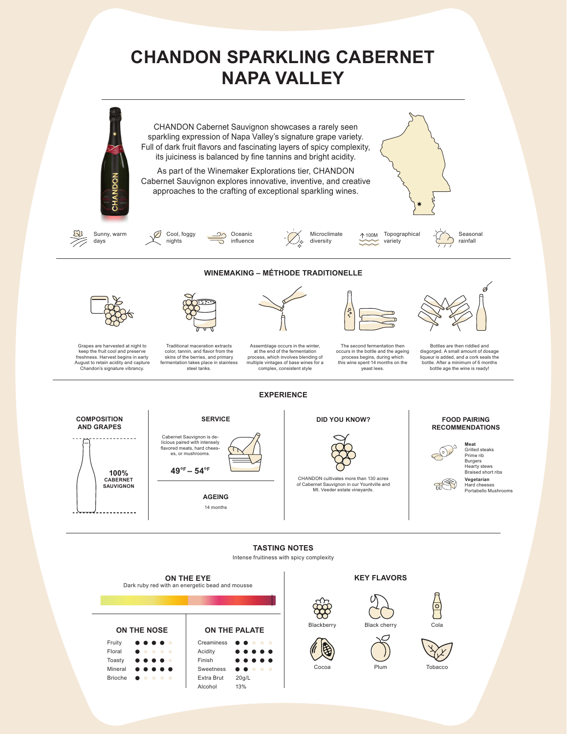# CHANDON SPARKLING CABERNET NAPA VALLEY

CHANDON Cabernet Sauvignon showcases a rarely seen sparkling expression of Napa Valley's signature grape variety. Full of dark fruit flavors and fascinating layers of spicy complexity, its juiciness is balanced by fine tannins and bright acidity.

As part of the Winemaker Explorations tier, CHANDON Cabernet Sauvignon explores innovative, inventive, and creative approaches to the crafting of exceptional sparkling wines.

Sunny, warm days
Cool, foggy nights
Oceanic influence
Microclimate diversity
100M Topographical variety
Seasonal rainfall

## WINEMAKING – MÉTHODE TRADITIONELLE

Grapes are harvested at night to keep the fruit cool and preserve freshness. Harvest begins in early August to retain acidity and capture Chandon's signature vibrancy.

Traditional maceration extracts color, tannin, and flavor from the skins of the berries, and primary fermentation takes place in stainless steel tanks.

Assemblage occurs in the winter, at the end of the fermentation process, which involves blending of multiple vintages of base wines for a complex, consistent style

The second fermentation then occurs in the bottle and the ageing process begins, during which this wine spent 14 months on the yeast lees.

Bottles are then riddled and disgorged. A small amount of dosage liqueur is added, and a cork seals the bottle. After a minimum of 6 months bottle age the wine is ready!

## EXPERIENCE

### COMPOSITION AND GRAPES

100% CABERNET SAUVIGNON

### SERVICE

Cabernet Sauvignon is delicious paired with intensely flavored meats, hard cheeses, or mushrooms.

49°F – 54°F

### AGEING

14 months

### DID YOU KNOW?

CHANDON cultivates more than 130 acres of Cabernet Sauvignon in our Yountville and Mt. Veeder estate vineyards.

### FOOD PAIRING RECOMMENDATIONS

**Meat**
- Grilled steaks
- Prime rib
- Burgers
- Hearty stews
- Braised short ribs

**Vegetarian**
- Hard cheeses
- Portabello Mushrooms

## TASTING NOTES

Intense fruitiness with spicy complexity

### ON THE EYE

Dark ruby red with an energetic bead and mousse

### ON THE NOSE

| | |
|---|---|
| Fruity | ●●●●○ |
| Floral | ●○○○○ |
| Toasty | ●●●●○ |
| Mineral | ●●●●● |
| Brioche | ●○○○○ |

### ON THE PALATE

| | |
|---|---|
| Creaminess | ●●○○○ |
| Acidity | ●●●●● |
| Finish | ●●●●● |
| Sweetness | ●●○○○ |
| Extra Brut | 20g/L |
| Alcohol | 13% |

### KEY FLAVORS

Blackberry
Black cherry
Cola
Cocoa
Plum
Tobacco